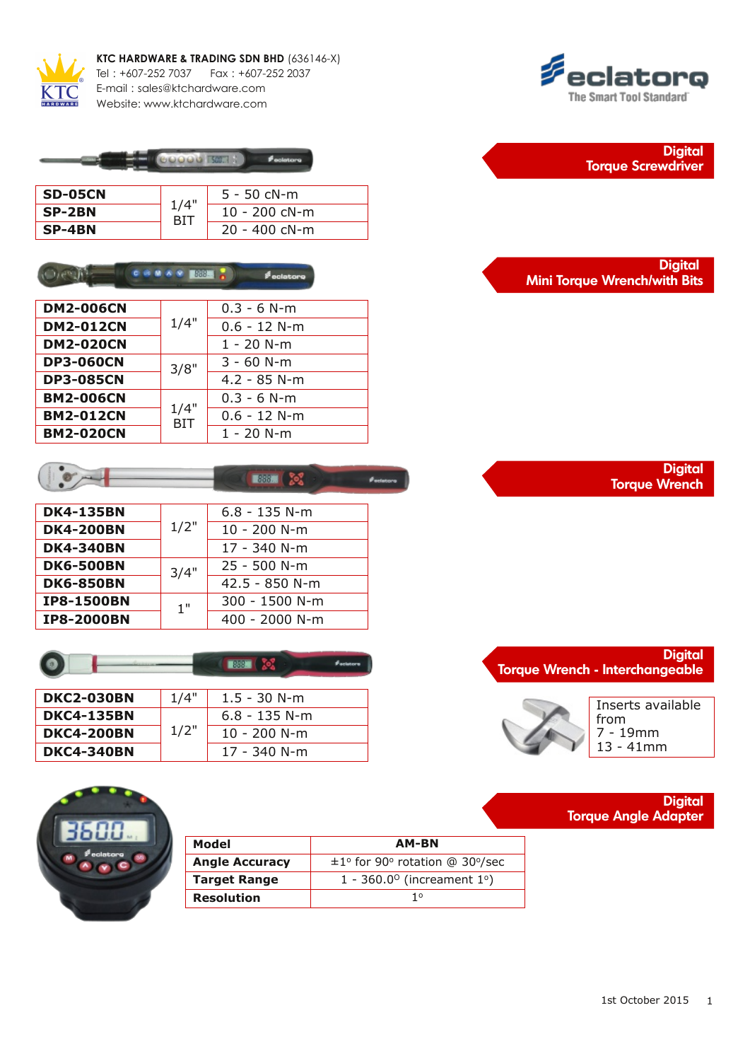**KTC HARDWARE & TRADING SDN BHD** (636146-X)
Tel : +607-252 7037 Fax : +607-252 2037
E-mail : sales@ktchardware.com
Website: www.ktchardware.com

eclatorq
The Smart Tool Standard

## Digital Torque Screwdriver

| | | |
|---|---|---|
| **SD-05CN** | 1/4" BIT | 5 - 50 cN-m |
| **SP-2BN** | | 10 - 200 cN-m |
| **SP-4BN** | | 20 - 400 cN-m |

## Digital Mini Torque Wrench/with Bits

| | | |
|---|---|---|
| **DM2-006CN** | 1/4" | 0.3 - 6 N-m |
| **DM2-012CN** | | 0.6 - 12 N-m |
| **DM2-020CN** | | 1 - 20 N-m |
| **DP3-060CN** | 3/8" | 3 - 60 N-m |
| **DP3-085CN** | | 4.2 - 85 N-m |
| **BM2-006CN** | 1/4" BIT | 0.3 - 6 N-m |
| **BM2-012CN** | | 0.6 - 12 N-m |
| **BM2-020CN** | | 1 - 20 N-m |

## Digital Torque Wrench

| | | |
|---|---|---|
| **DK4-135BN** | 1/2" | 6.8 - 135 N-m |
| **DK4-200BN** | | 10 - 200 N-m |
| **DK4-340BN** | | 17 - 340 N-m |
| **DK6-500BN** | 3/4" | 25 - 500 N-m |
| **DK6-850BN** | | 42.5 - 850 N-m |
| **IP8-1500BN** | 1" | 300 - 1500 N-m |
| **IP8-2000BN** | | 400 - 2000 N-m |

## Digital Torque Wrench - Interchangeable

| | | |
|---|---|---|
| **DKC2-030BN** | 1/4" | 1.5 - 30 N-m |
| **DKC4-135BN** | 1/2" | 6.8 - 135 N-m |
| **DKC4-200BN** | | 10 - 200 N-m |
| **DKC4-340BN** | | 17 - 340 N-m |

Inserts available from
7 - 19mm
13 - 41mm

## Digital Torque Angle Adapter

| **Model** | **AM-BN** |
|---|---|
| **Angle Accuracy** | ±1° for 90° rotation @ 30°/sec |
| **Target Range** | 1 - 360.0° (increament 1°) |
| **Resolution** | 1° |

1st October 2015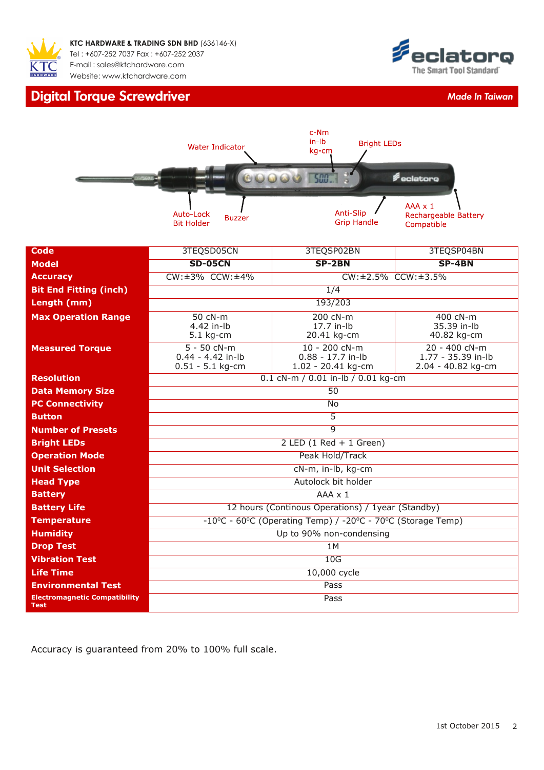KTC HARDWARE & TRADING SDN BHD (636146-X)
Tel : +607-252 7037 Fax : +607-252 2037
E-mail : sales@ktchardware.com
Website: www.ktchardware.com

eclatorq The Smart Tool Standard

# Digital Torque Screwdriver

*Made In Taiwan*

Water Indicator | c-Nm in-lb kg-cm | Bright LEDs | Auto-Lock Bit Holder | Buzzer | Anti-Slip Grip Handle | AAA x 1 Rechargeable Battery Compatible

| Code | 3TEQSD05CN | 3TEQSP02BN | 3TEQSP04BN |
|---|---|---|---|
| **Model** | **SD-05CN** | **SP-2BN** | **SP-4BN** |
| **Accuracy** | CW:±3% CCW:±4% | CW:±2.5% CCW:±3.5% | |
| **Bit End Fitting (inch)** | 1/4 | | |
| **Length (mm)** | 193/203 | | |
| **Max Operation Range** | 50 cN-m<br>4.42 in-lb<br>5.1 kg-cm | 200 cN-m<br>17.7 in-lb<br>20.41 kg-cm | 400 cN-m<br>35.39 in-lb<br>40.82 kg-cm |
| **Measured Torque** | 5 - 50 cN-m<br>0.44 - 4.42 in-lb<br>0.51 - 5.1 kg-cm | 10 - 200 cN-m<br>0.88 - 17.7 in-lb<br>1.02 - 20.41 kg-cm | 20 - 400 cN-m<br>1.77 - 35.39 in-lb<br>2.04 - 40.82 kg-cm |
| **Resolution** | 0.1 cN-m / 0.01 in-lb / 0.01 kg-cm | | |
| **Data Memory Size** | 50 | | |
| **PC Connectivity** | No | | |
| **Button** | 5 | | |
| **Number of Presets** | 9 | | |
| **Bright LEDs** | 2 LED (1 Red + 1 Green) | | |
| **Operation Mode** | Peak Hold/Track | | |
| **Unit Selection** | cN-m, in-lb, kg-cm | | |
| **Head Type** | Autolock bit holder | | |
| **Battery** | AAA x 1 | | |
| **Battery Life** | 12 hours (Continous Operations) / 1year (Standby) | | |
| **Temperature** | -10°C - 60°C (Operating Temp) / -20°C - 70°C (Storage Temp) | | |
| **Humidity** | Up to 90% non-condensing | | |
| **Drop Test** | 1M | | |
| **Vibration Test** | 10G | | |
| **Life Time** | 10,000 cycle | | |
| **Environmental Test** | Pass | | |
| **Electromagnetic Compatibility Test** | Pass | | |

Accuracy is guaranteed from 20% to 100% full scale.

1st October 2015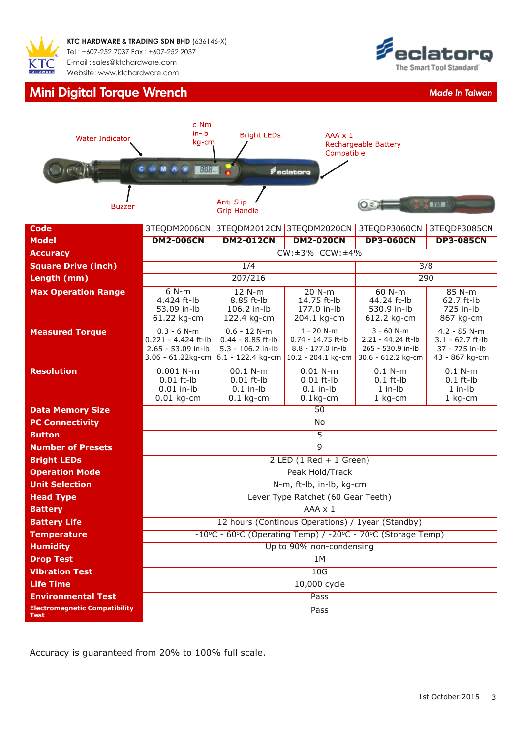**KTC HARDWARE & TRADING SDN BHD** (636146-X)
Tel : +607-252 7037 Fax : +607-252 2037
E-mail : sales@ktchardware.com
Website: www.ktchardware.com

# Mini Digital Torque Wrench

***Made In Taiwan***

Water Indicator
c-Nm in-lb kg-cm
Bright LEDs
AAA x 1 Rechargeable Battery Compatible
Buzzer
Anti-Slip Grip Handle

| Code | 3TEQDM2006CN | 3TEQDM2012CN | 3TEQDM2020CN | 3TEQDP3060CN | 3TEQDP3085CN |
|---|---|---|---|---|---|
| **Model** | **DM2-006CN** | **DM2-012CN** | **DM2-020CN** | **DP3-060CN** | **DP3-085CN** |
| **Accuracy** | CW:±3% CCW:±4% | | | | |
| **Square Drive (inch)** | 1/4 | | | 3/8 | |
| **Length (mm)** | 207/216 | | | 290 | |
| **Max Operation Range** | 6 N-m<br>4.424 ft-lb<br>53.09 in-lb<br>61.22 kg-cm | 12 N-m<br>8.85 ft-lb<br>106.2 in-lb<br>122.4 kg-cm | 20 N-m<br>14.75 ft-lb<br>177.0 in-lb<br>204.1 kg-cm | 60 N-m<br>44.24 ft-lb<br>530.9 in-lb<br>612.2 kg-cm | 85 N-m<br>62.7 ft-lb<br>725 in-lb<br>867 kg-cm |
| **Measured Torque** | 0.3 - 6 N-m<br>0.221 - 4.424 ft-lb<br>2.65 - 53.09 in-lb<br>3.06 - 61.22kg-cm | 0.6 - 12 N-m<br>0.44 - 8.85 ft-lb<br>5.3 - 106.2 in-lb<br>6.1 - 122.4 kg-cm | 1 - 20 N-m<br>0.74 - 14.75 ft-lb<br>8.8 - 177.0 in-lb<br>10.2 - 204.1 kg-cm | 3 - 60 N-m<br>2.21 - 44.24 ft-lb<br>265 - 530.9 in-lb<br>30.6 - 612.2 kg-cm | 4.2 - 85 N-m<br>3.1 - 62.7 ft-lb<br>37 - 725 in-lb<br>43 - 867 kg-cm |
| **Resolution** | 0.001 N-m<br>0.01 ft-lb<br>0.01 in-lb<br>0.01 kg-cm | 00.1 N-m<br>0.01 ft-lb<br>0.1 in-lb<br>0.1 kg-cm | 0.01 N-m<br>0.01 ft-lb<br>0.1 in-lb<br>0.1kg-cm | 0.1 N-m<br>0.1 ft-lb<br>1 in-lb<br>1 kg-cm | 0.1 N-m<br>0.1 ft-lb<br>1 in-lb<br>1 kg-cm |
| **Data Memory Size** | 50 | | | | |
| **PC Connectivity** | No | | | | |
| **Button** | 5 | | | | |
| **Number of Presets** | 9 | | | | |
| **Bright LEDs** | 2 LED (1 Red + 1 Green) | | | | |
| **Operation Mode** | Peak Hold/Track | | | | |
| **Unit Selection** | N-m, ft-lb, in-lb, kg-cm | | | | |
| **Head Type** | Lever Type Ratchet (60 Gear Teeth) | | | | |
| **Battery** | AAA x 1 | | | | |
| **Battery Life** | 12 hours (Continous Operations) / 1year (Standby) | | | | |
| **Temperature** | -10°C - 60°C (Operating Temp) / -20°C - 70°C (Storage Temp) | | | | |
| **Humidity** | Up to 90% non-condensing | | | | |
| **Drop Test** | 1M | | | | |
| **Vibration Test** | 10G | | | | |
| **Life Time** | 10,000 cycle | | | | |
| **Environmental Test** | Pass | | | | |
| **Electromagnetic Compatibility Test** | Pass | | | | |

Accuracy is guaranteed from 20% to 100% full scale.

1st October 2015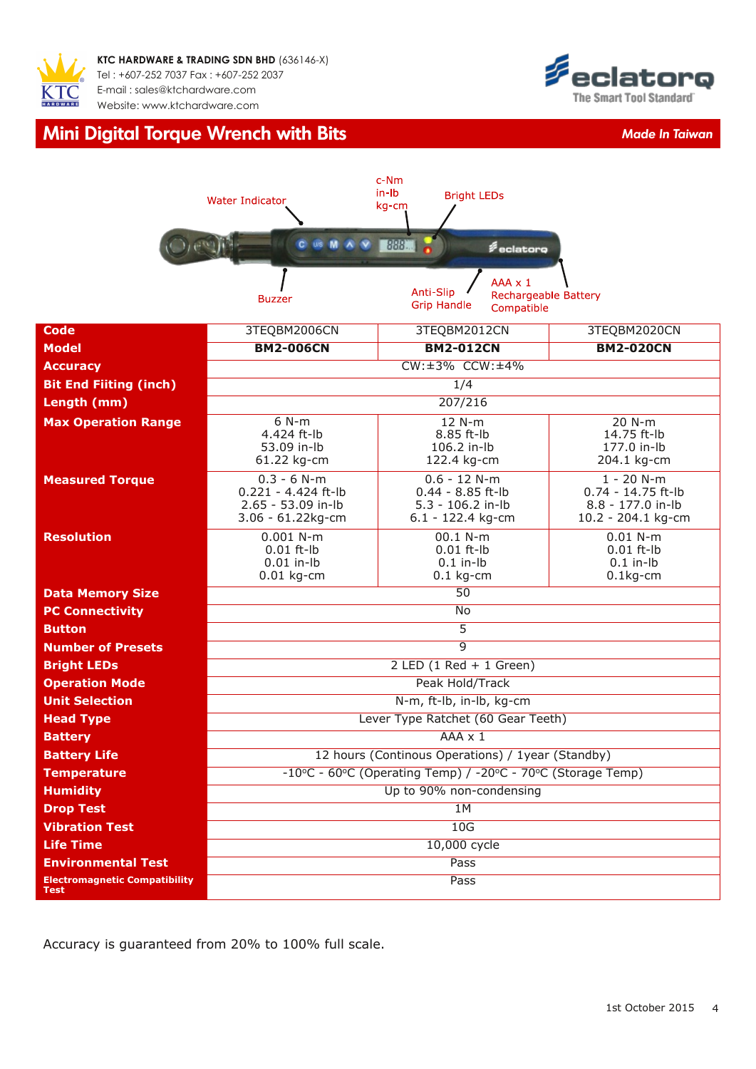KTC HARDWARE & TRADING SDN BHD (636146-X)
Tel : +607-252 7037 Fax : +607-252 2037
E-mail : sales@ktchardware.com
Website: www.ktchardware.com

eclatorq
The Smart Tool Standard

# Mini Digital Torque Wrench with Bits

*Made In Taiwan*

Water Indicator | c-Nm in-lb kg-cm | Bright LEDs | Buzzer | Anti-Slip Grip Handle | AAA x 1 Rechargeable Battery Compatible

| **Code** | 3TEQBM2006CN | 3TEQBM2012CN | 3TEQBM2020CN |
|---|---|---|---|
| **Model** | **BM2-006CN** | **BM2-012CN** | **BM2-020CN** |
| **Accuracy** | CW:±3% CCW:±4% | | |
| **Bit End Fiiting (inch)** | 1/4 | | |
| **Length (mm)** | 207/216 | | |
| **Max Operation Range** | 6 N-m<br>4.424 ft-lb<br>53.09 in-lb<br>61.22 kg-cm | 12 N-m<br>8.85 ft-lb<br>106.2 in-lb<br>122.4 kg-cm | 20 N-m<br>14.75 ft-lb<br>177.0 in-lb<br>204.1 kg-cm |
| **Measured Torque** | 0.3 - 6 N-m<br>0.221 - 4.424 ft-lb<br>2.65 - 53.09 in-lb<br>3.06 - 61.22kg-cm | 0.6 - 12 N-m<br>0.44 - 8.85 ft-lb<br>5.3 - 106.2 in-lb<br>6.1 - 122.4 kg-cm | 1 - 20 N-m<br>0.74 - 14.75 ft-lb<br>8.8 - 177.0 in-lb<br>10.2 - 204.1 kg-cm |
| **Resolution** | 0.001 N-m<br>0.01 ft-lb<br>0.01 in-lb<br>0.01 kg-cm | 00.1 N-m<br>0.01 ft-lb<br>0.1 in-lb<br>0.1 kg-cm | 0.01 N-m<br>0.01 ft-lb<br>0.1 in-lb<br>0.1kg-cm |
| **Data Memory Size** | 50 | | |
| **PC Connectivity** | No | | |
| **Button** | 5 | | |
| **Number of Presets** | 9 | | |
| **Bright LEDs** | 2 LED (1 Red + 1 Green) | | |
| **Operation Mode** | Peak Hold/Track | | |
| **Unit Selection** | N-m, ft-lb, in-lb, kg-cm | | |
| **Head Type** | Lever Type Ratchet (60 Gear Teeth) | | |
| **Battery** | AAA x 1 | | |
| **Battery Life** | 12 hours (Continous Operations) / 1year (Standby) | | |
| **Temperature** | -10°C - 60°C (Operating Temp) / -20°C - 70°C (Storage Temp) | | |
| **Humidity** | Up to 90% non-condensing | | |
| **Drop Test** | 1M | | |
| **Vibration Test** | 10G | | |
| **Life Time** | 10,000 cycle | | |
| **Environmental Test** | Pass | | |
| **Electromagnetic Compatibility Test** | Pass | | |

Accuracy is guaranteed from 20% to 100% full scale.

1st October 2015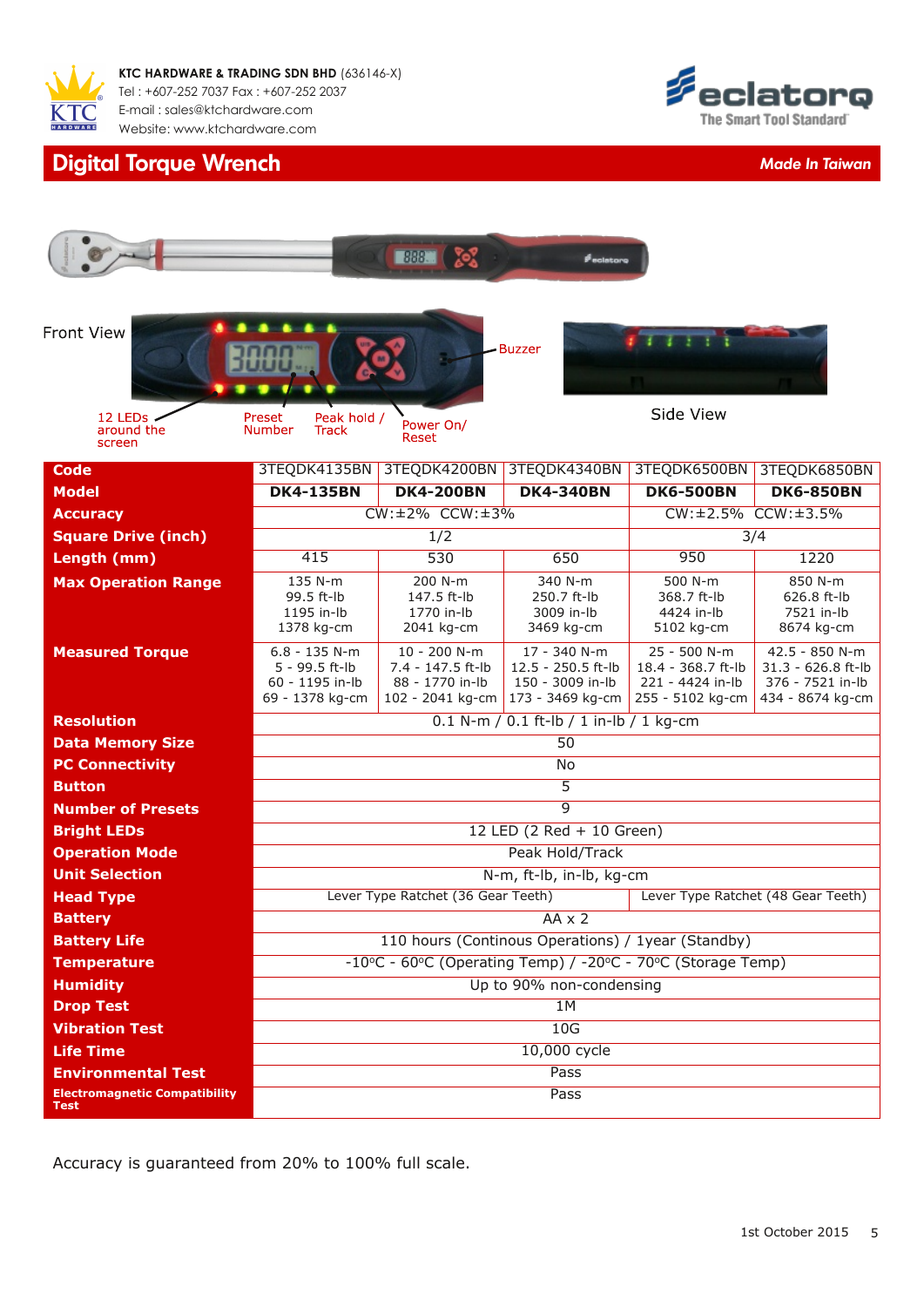KTC HARDWARE & TRADING SDN BHD (636146-X)
Tel : +607-252 7037 Fax : +607-252 2037
E-mail : sales@ktchardware.com
Website: www.ktchardware.com

eclatorq
The Smart Tool Standard

# Digital Torque Wrench

*Made In Taiwan*

Front View

12 LEDs around the screen

Preset Number

Peak hold / Track

Power On/ Reset

Buzzer

Side View

| Code | 3TEQDK4135BN | 3TEQDK4200BN | 3TEQDK4340BN | 3TEQDK6500BN | 3TEQDK6850BN |
|---|---|---|---|---|---|
| Model | **DK4-135BN** | **DK4-200BN** | **DK4-340BN** | **DK6-500BN** | **DK6-850BN** |
| Accuracy | CW:±2% CCW:±3% | | | CW:±2.5% CCW:±3.5% | |
| Square Drive (inch) | 1/2 | | | 3/4 | |
| Length (mm) | 415 | 530 | 650 | 950 | 1220 |
| Max Operation Range | 135 N-m<br>99.5 ft-lb<br>1195 in-lb<br>1378 kg-cm | 200 N-m<br>147.5 ft-lb<br>1770 in-lb<br>2041 kg-cm | 340 N-m<br>250.7 ft-lb<br>3009 in-lb<br>3469 kg-cm | 500 N-m<br>368.7 ft-lb<br>4424 in-lb<br>5102 kg-cm | 850 N-m<br>626.8 ft-lb<br>7521 in-lb<br>8674 kg-cm |
| Measured Torque | 6.8 - 135 N-m<br>5 - 99.5 ft-lb<br>60 - 1195 in-lb<br>69 - 1378 kg-cm | 10 - 200 N-m<br>7.4 - 147.5 ft-lb<br>88 - 1770 in-lb<br>102 - 2041 kg-cm | 17 - 340 N-m<br>12.5 - 250.5 ft-lb<br>150 - 3009 in-lb<br>173 - 3469 kg-cm | 25 - 500 N-m<br>18.4 - 368.7 ft-lb<br>221 - 4424 in-lb<br>255 - 5102 kg-cm | 42.5 - 850 N-m<br>31.3 - 626.8 ft-lb<br>376 - 7521 in-lb<br>434 - 8674 kg-cm |
| Resolution | 0.1 N-m / 0.1 ft-lb / 1 in-lb / 1 kg-cm | | | | |
| Data Memory Size | 50 | | | | |
| PC Connectivity | No | | | | |
| Button | 5 | | | | |
| Number of Presets | 9 | | | | |
| Bright LEDs | 12 LED (2 Red + 10 Green) | | | | |
| Operation Mode | Peak Hold/Track | | | | |
| Unit Selection | N-m, ft-lb, in-lb, kg-cm | | | | |
| Head Type | Lever Type Ratchet (36 Gear Teeth) | | | Lever Type Ratchet (48 Gear Teeth) | |
| Battery | AA x 2 | | | | |
| Battery Life | 110 hours (Continous Operations) / 1year (Standby) | | | | |
| Temperature | -10°C - 60°C (Operating Temp) / -20°C - 70°C (Storage Temp) | | | | |
| Humidity | Up to 90% non-condensing | | | | |
| Drop Test | 1M | | | | |
| Vibration Test | 10G | | | | |
| Life Time | 10,000 cycle | | | | |
| Environmental Test | Pass | | | | |
| Electromagnetic Compatibility Test | Pass | | | | |

Accuracy is guaranteed from 20% to 100% full scale.

1st October 2015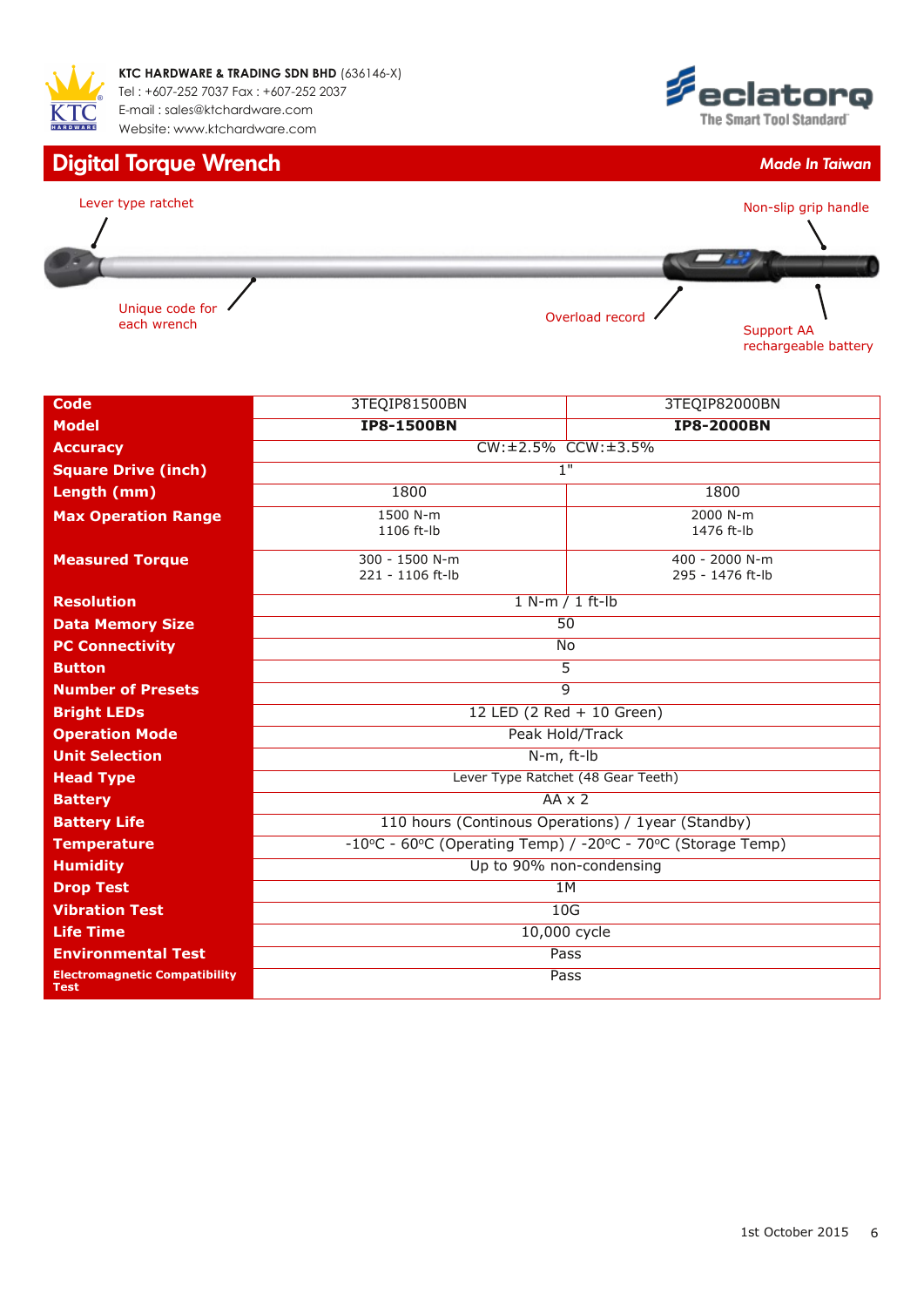**KTC HARDWARE & TRADING SDN BHD** (636146-X)
Tel : +607-252 7037 Fax : +607-252 2037
E-mail : sales@ktchardware.com
Website: www.ktchardware.com

eclatorq
The Smart Tool Standard

# Digital Torque Wrench

***Made In Taiwan***

Lever type ratchet

Non-slip grip handle

Unique code for each wrench

Overload record

Support AA rechargeable battery

| Code | 3TEQIP81500BN | 3TEQIP82000BN |
|---|---|---|
| **Model** | **IP8-1500BN** | **IP8-2000BN** |
| **Accuracy** | CW:±2.5% CCW:±3.5% | |
| **Square Drive (inch)** | 1" | |
| **Length (mm)** | 1800 | 1800 |
| **Max Operation Range** | 1500 N-m<br>1106 ft-lb | 2000 N-m<br>1476 ft-lb |
| **Measured Torque** | 300 - 1500 N-m<br>221 - 1106 ft-lb | 400 - 2000 N-m<br>295 - 1476 ft-lb |
| **Resolution** | 1 N-m / 1 ft-lb | |
| **Data Memory Size** | 50 | |
| **PC Connectivity** | No | |
| **Button** | 5 | |
| **Number of Presets** | 9 | |
| **Bright LEDs** | 12 LED (2 Red + 10 Green) | |
| **Operation Mode** | Peak Hold/Track | |
| **Unit Selection** | N-m, ft-lb | |
| **Head Type** | Lever Type Ratchet (48 Gear Teeth) | |
| **Battery** | AA x 2 | |
| **Battery Life** | 110 hours (Continous Operations) / 1year (Standby) | |
| **Temperature** | -10ºC - 60ºC (Operating Temp) / -20ºC - 70ºC (Storage Temp) | |
| **Humidity** | Up to 90% non-condensing | |
| **Drop Test** | 1M | |
| **Vibration Test** | 10G | |
| **Life Time** | 10,000 cycle | |
| **Environmental Test** | Pass | |
| **Electromagnetic Compatibility Test** | Pass | |

1st October 2015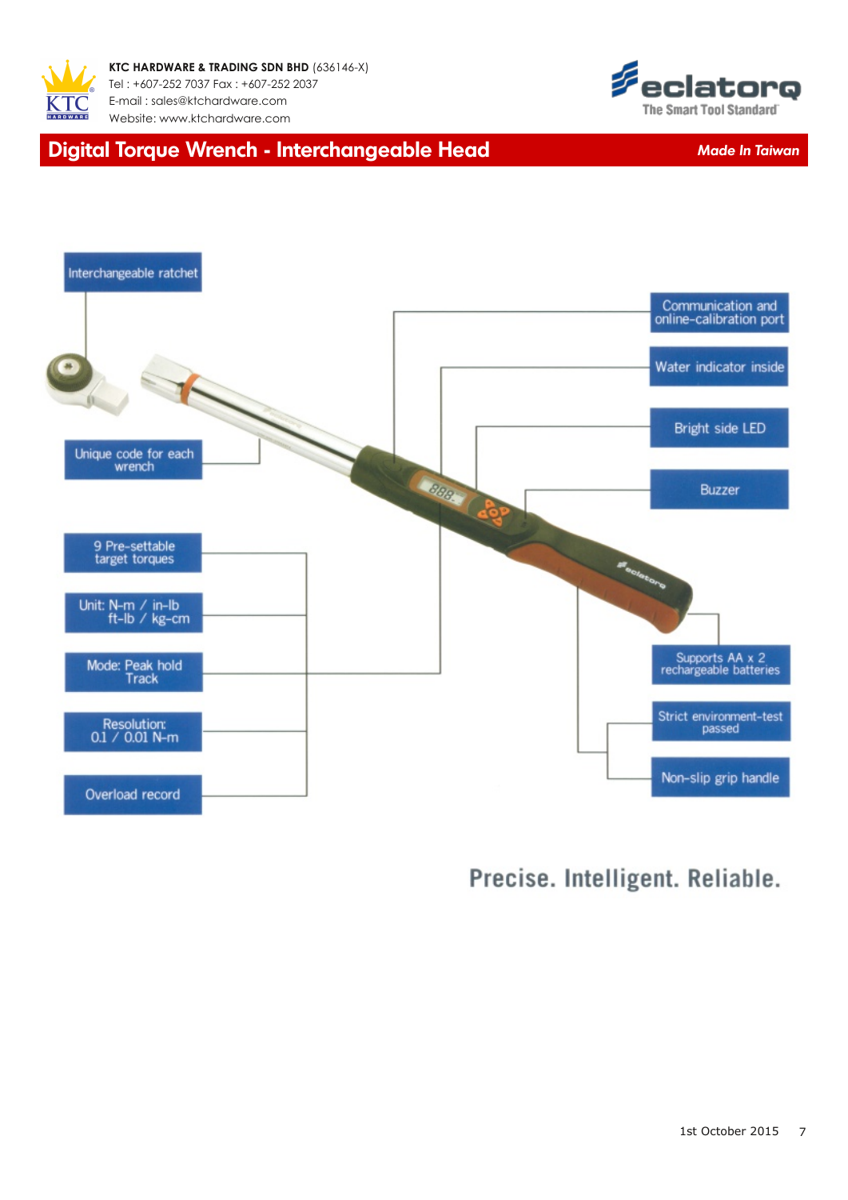**KTC HARDWARE & TRADING SDN BHD** (636146-X)
Tel : +607-252 7037 Fax : +607-252 2037
E-mail : sales@ktchardware.com
Website: www.ktchardware.com

eclatorq — The Smart Tool Standard

# Digital Torque Wrench - Interchangeable Head

***Made In Taiwan***

- Interchangeable ratchet
- Unique code for each wrench
- 9 Pre-settable target torques
- Unit: N-m / in-lb ft-lb / kg-cm
- Mode: Peak hold Track
- Resolution: 0.1 / 0.01 N-m
- Overload record
- Communication and online-calibration port
- Water indicator inside
- Bright side LED
- Buzzer
- Supports AA x 2 rechargeable batteries
- Strict environment-test passed
- Non-slip grip handle

**Precise. Intelligent. Reliable.**

1st October 2015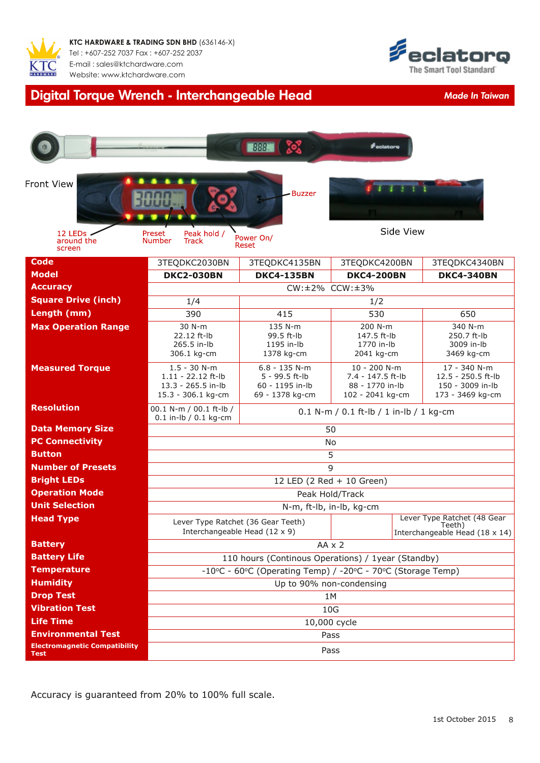**KTC HARDWARE & TRADING SDN BHD** (636146-X)
Tel : +607-252 7037 Fax : +607-252 2037
E-mail : sales@ktchardware.com
Website: www.ktchardware.com

# Digital Torque Wrench - Interchangeable Head

*Made In Taiwan*

Front View

Buzzer

12 LEDs around the screen

Preset Number

Peak hold / Track

Power On/ Reset

Side View

| Code | 3TEQDKC2030BN | 3TEQDKC4135BN | 3TEQDKC4200BN | 3TEQDKC4340BN |
|---|---|---|---|---|
| **Model** | **DKC2-030BN** | **DKC4-135BN** | **DKC4-200BN** | **DKC4-340BN** |
| **Accuracy** | CW:±2% CCW:±3% | | | |
| **Square Drive (inch)** | 1/4 | 1/2 | | |
| **Length (mm)** | 390 | 415 | 530 | 650 |
| **Max Operation Range** | 30 N-m<br>22.12 ft-lb<br>265.5 in-lb<br>306.1 kg-cm | 135 N-m<br>99.5 ft-lb<br>1195 in-lb<br>1378 kg-cm | 200 N-m<br>147.5 ft-lb<br>1770 in-lb<br>2041 kg-cm | 340 N-m<br>250.7 ft-lb<br>3009 in-lb<br>3469 kg-cm |
| **Measured Torque** | 1.5 - 30 N-m<br>1.11 - 22.12 ft-lb<br>13.3 - 265.5 in-lb<br>15.3 - 306.1 kg-cm | 6.8 - 135 N-m<br>5 - 99.5 ft-lb<br>60 - 1195 in-lb<br>69 - 1378 kg-cm | 10 - 200 N-m<br>7.4 - 147.5 ft-lb<br>88 - 1770 in-lb<br>102 - 2041 kg-cm | 17 - 340 N-m<br>12.5 - 250.5 ft-lb<br>150 - 3009 in-lb<br>173 - 3469 kg-cm |
| **Resolution** | 00.1 N-m / 00.1 ft-lb / 0.1 in-lb / 0.1 kg-cm | 0.1 N-m / 0.1 ft-lb / 1 in-lb / 1 kg-cm | | |
| **Data Memory Size** | 50 | | | |
| **PC Connectivity** | No | | | |
| **Button** | 5 | | | |
| **Number of Presets** | 9 | | | |
| **Bright LEDs** | 12 LED (2 Red + 10 Green) | | | |
| **Operation Mode** | Peak Hold/Track | | | |
| **Unit Selection** | N-m, ft-lb, in-lb, kg-cm | | | |
| **Head Type** | Lever Type Ratchet (36 Gear Teeth)<br>Interchangeable Head (12 x 9) | | | Lever Type Ratchet (48 Gear Teeth)<br>Interchangeable Head (18 x 14) |
| **Battery** | AA x 2 | | | |
| **Battery Life** | 110 hours (Continous Operations) / 1year (Standby) | | | |
| **Temperature** | -10ºC - 60ºC (Operating Temp) / -20ºC - 70ºC (Storage Temp) | | | |
| **Humidity** | Up to 90% non-condensing | | | |
| **Drop Test** | 1M | | | |
| **Vibration Test** | 10G | | | |
| **Life Time** | 10,000 cycle | | | |
| **Environmental Test** | Pass | | | |
| **Electromagnetic Compatibility Test** | Pass | | | |

Accuracy is guaranteed from 20% to 100% full scale.

1st October 2015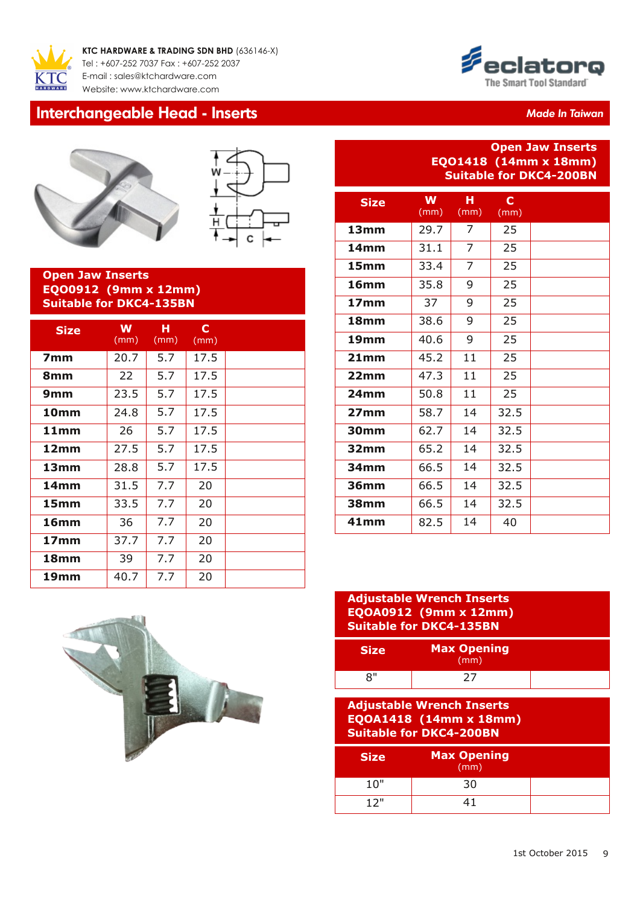KTC HARDWARE & TRADING SDN BHD (636146-X)
Tel : +607-252 7037 Fax : +607-252 2037
E-mail : sales@ktchardware.com
Website: www.ktchardware.com

# Interchangeable Head - Inserts

*Made In Taiwan*

## Open Jaw Inserts EQO0912 (9mm x 12mm) Suitable for DKC4-135BN

| Size | W (mm) | H (mm) | C (mm) | |
|---|---|---|---|---|
| **7mm** | 20.7 | 5.7 | 17.5 | |
| **8mm** | 22 | 5.7 | 17.5 | |
| **9mm** | 23.5 | 5.7 | 17.5 | |
| **10mm** | 24.8 | 5.7 | 17.5 | |
| **11mm** | 26 | 5.7 | 17.5 | |
| **12mm** | 27.5 | 5.7 | 17.5 | |
| **13mm** | 28.8 | 5.7 | 17.5 | |
| **14mm** | 31.5 | 7.7 | 20 | |
| **15mm** | 33.5 | 7.7 | 20 | |
| **16mm** | 36 | 7.7 | 20 | |
| **17mm** | 37.7 | 7.7 | 20 | |
| **18mm** | 39 | 7.7 | 20 | |
| **19mm** | 40.7 | 7.7 | 20 | |

## Open Jaw Inserts EQO1418 (14mm x 18mm) Suitable for DKC4-200BN

| Size | W (mm) | H (mm) | C (mm) | |
|---|---|---|---|---|
| **13mm** | 29.7 | 7 | 25 | |
| **14mm** | 31.1 | 7 | 25 | |
| **15mm** | 33.4 | 7 | 25 | |
| **16mm** | 35.8 | 9 | 25 | |
| **17mm** | 37 | 9 | 25 | |
| **18mm** | 38.6 | 9 | 25 | |
| **19mm** | 40.6 | 9 | 25 | |
| **21mm** | 45.2 | 11 | 25 | |
| **22mm** | 47.3 | 11 | 25 | |
| **24mm** | 50.8 | 11 | 25 | |
| **27mm** | 58.7 | 14 | 32.5 | |
| **30mm** | 62.7 | 14 | 32.5 | |
| **32mm** | 65.2 | 14 | 32.5 | |
| **34mm** | 66.5 | 14 | 32.5 | |
| **36mm** | 66.5 | 14 | 32.5 | |
| **38mm** | 66.5 | 14 | 32.5 | |
| **41mm** | 82.5 | 14 | 40 | |

## Adjustable Wrench Inserts EQOA0912 (9mm x 12mm) Suitable for DKC4-135BN

| Size | Max Opening (mm) | |
|---|---|---|
| 8" | 27 | |

## Adjustable Wrench Inserts EQOA1418 (14mm x 18mm) Suitable for DKC4-200BN

| Size | Max Opening (mm) | |
|---|---|---|
| 10" | 30 | |
| 12" | 41 | |

1st October 2015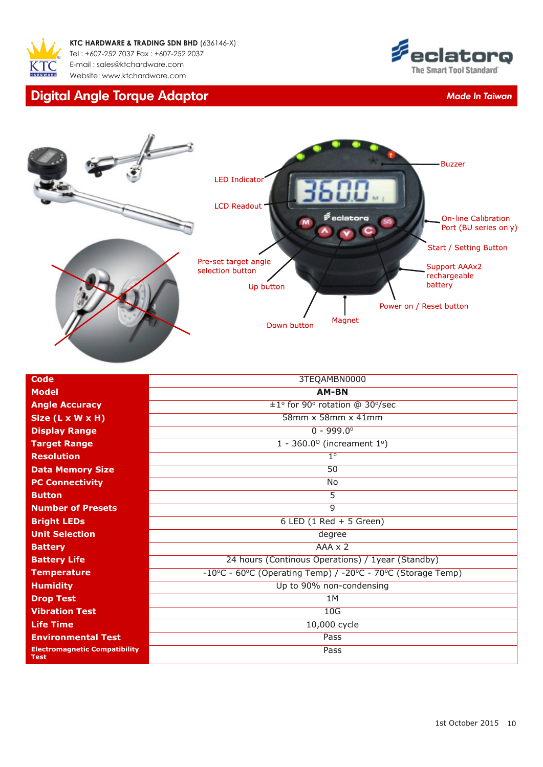KTC HARDWARE & TRADING SDN BHD (636146-X)
Tel : +607-252 7037 Fax : +607-252 2037
E-mail : sales@ktchardware.com
Website: www.ktchardware.com

eclatorq
The Smart Tool Standard

# Digital Angle Torque Adaptor

***Made In Taiwan***

LED Indicator
LCD Readout
Pre-set target angle selection button
Up button
Down button
Magnet
Buzzer
On-line Calibration Port (BU series only)
Start / Setting Button
Support AAAx2 rechargeable battery
Power on / Reset button

| | |
|---|---|
| **Code** | 3TEQAMBN0000 |
| **Model** | **AM-BN** |
| **Angle Accuracy** | ±1° for 90° rotation @ 30°/sec |
| **Size (L x W x H)** | 58mm x 58mm x 41mm |
| **Display Range** | 0 - 999.0° |
| **Target Range** | 1 - 360.0° (increament 1°) |
| **Resolution** | 1° |
| **Data Memory Size** | 50 |
| **PC Connectivity** | No |
| **Button** | 5 |
| **Number of Presets** | 9 |
| **Bright LEDs** | 6 LED (1 Red + 5 Green) |
| **Unit Selection** | degree |
| **Battery** | AAA x 2 |
| **Battery Life** | 24 hours (Continous Operations) / 1year (Standby) |
| **Temperature** | -10°C - 60°C (Operating Temp) / -20°C - 70°C (Storage Temp) |
| **Humidity** | Up to 90% non-condensing |
| **Drop Test** | 1M |
| **Vibration Test** | 10G |
| **Life Time** | 10,000 cycle |
| **Environmental Test** | Pass |
| **Electromagnetic Compatibility Test** | Pass |

1st October 2015